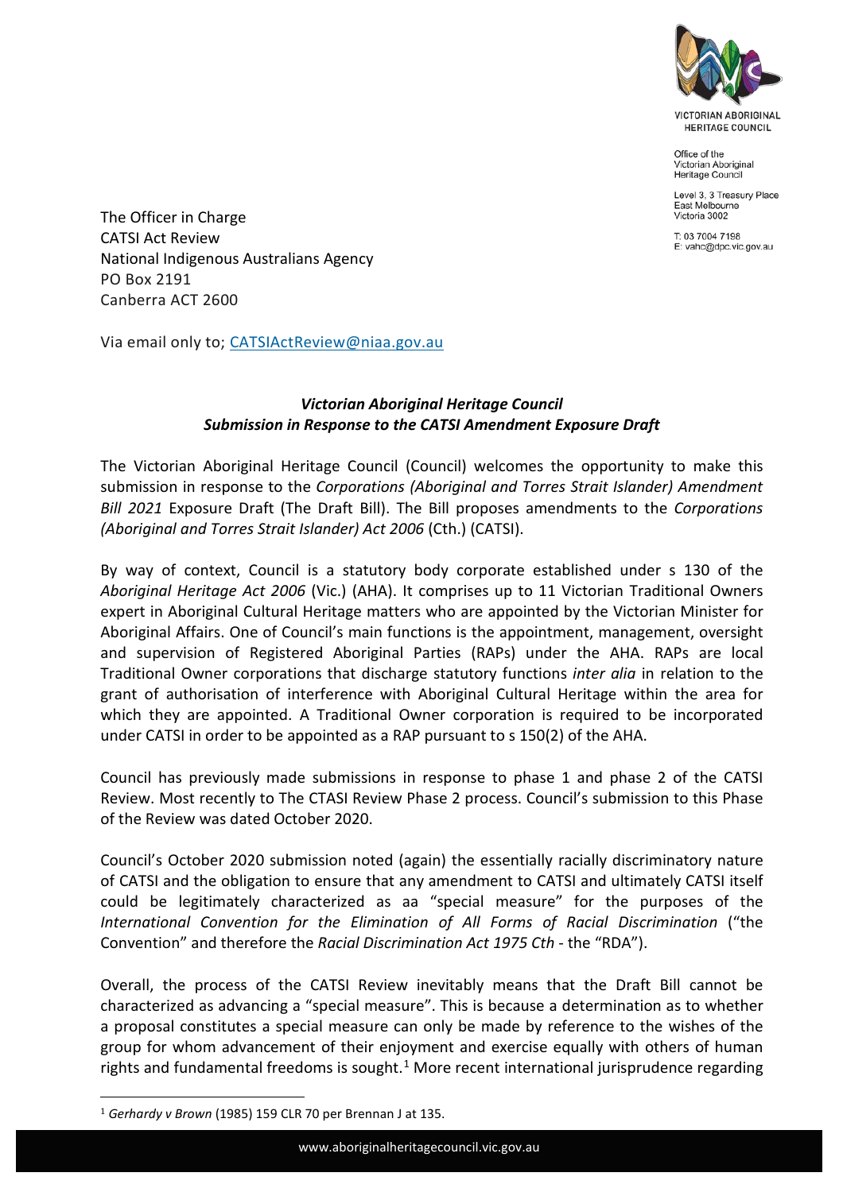VICTORIAN ABORIGINAL HERITAGE COUNCIL

Office of the Victorian Aboriginal Heritage Council

Level 3, 3 Treasury Place
East Melbourne
Victoria 3002

T: 03 7004 7198
E: vahc@dpc.vic.gov.au

The Officer in Charge
CATSI Act Review
National Indigenous Australians Agency
PO Box 2191
Canberra ACT 2600

Via email only to; CATSIActReview@niaa.gov.au

***Victorian Aboriginal Heritage Council***
***Submission in Response to the CATSI Amendment Exposure Draft***

The Victorian Aboriginal Heritage Council (Council) welcomes the opportunity to make this submission in response to the *Corporations (Aboriginal and Torres Strait Islander) Amendment Bill 2021* Exposure Draft (The Draft Bill). The Bill proposes amendments to the *Corporations (Aboriginal and Torres Strait Islander) Act 2006* (Cth.) (CATSI).

By way of context, Council is a statutory body corporate established under s 130 of the *Aboriginal Heritage Act 2006* (Vic.) (AHA). It comprises up to 11 Victorian Traditional Owners expert in Aboriginal Cultural Heritage matters who are appointed by the Victorian Minister for Aboriginal Affairs. One of Council's main functions is the appointment, management, oversight and supervision of Registered Aboriginal Parties (RAPs) under the AHA. RAPs are local Traditional Owner corporations that discharge statutory functions *inter alia* in relation to the grant of authorisation of interference with Aboriginal Cultural Heritage within the area for which they are appointed. A Traditional Owner corporation is required to be incorporated under CATSI in order to be appointed as a RAP pursuant to s 150(2) of the AHA.

Council has previously made submissions in response to phase 1 and phase 2 of the CATSI Review. Most recently to The CTASI Review Phase 2 process. Council's submission to this Phase of the Review was dated October 2020.

Council's October 2020 submission noted (again) the essentially racially discriminatory nature of CATSI and the obligation to ensure that any amendment to CATSI and ultimately CATSI itself could be legitimately characterized as aa "special measure" for the purposes of the *International Convention for the Elimination of All Forms of Racial Discrimination* ("the Convention" and therefore the *Racial Discrimination Act 1975 Cth* - the "RDA").

Overall, the process of the CATSI Review inevitably means that the Draft Bill cannot be characterized as advancing a "special measure". This is because a determination as to whether a proposal constitutes a special measure can only be made by reference to the wishes of the group for whom advancement of their enjoyment and exercise equally with others of human rights and fundamental freedoms is sought.[1] More recent international jurisprudence regarding

[1] *Gerhardy v Brown* (1985) 159 CLR 70 per Brennan J at 135.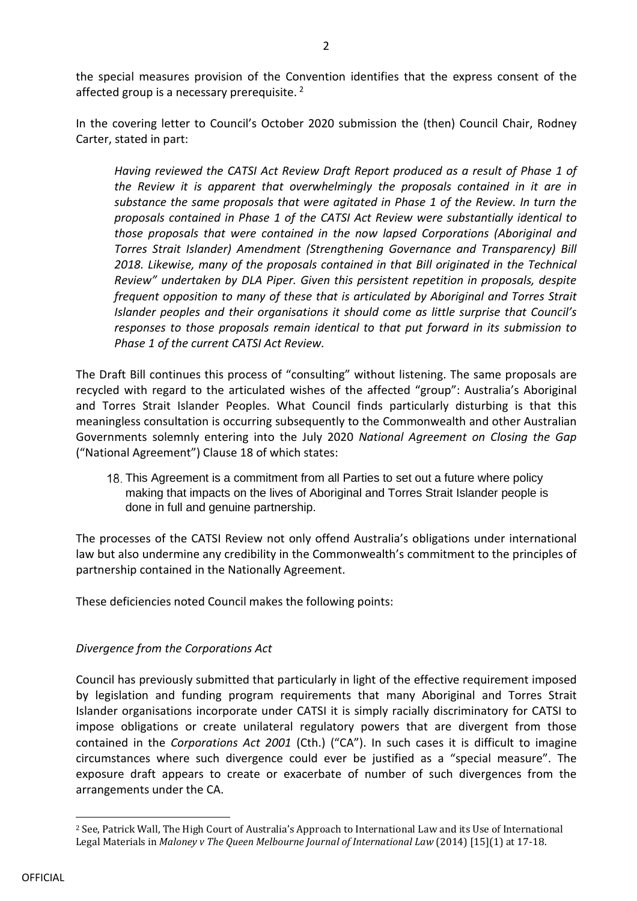the special measures provision of the Convention identifies that the express consent of the affected group is a necessary prerequisite. [2]

In the covering letter to Council's October 2020 submission the (then) Council Chair, Rodney Carter, stated in part:

> *Having reviewed the CATSI Act Review Draft Report produced as a result of Phase 1 of the Review it is apparent that overwhelmingly the proposals contained in it are in substance the same proposals that were agitated in Phase 1 of the Review. In turn the proposals contained in Phase 1 of the CATSI Act Review were substantially identical to those proposals that were contained in the now lapsed Corporations (Aboriginal and Torres Strait Islander) Amendment (Strengthening Governance and Transparency) Bill 2018. Likewise, many of the proposals contained in that Bill originated in the Technical Review" undertaken by DLA Piper. Given this persistent repetition in proposals, despite frequent opposition to many of these that is articulated by Aboriginal and Torres Strait Islander peoples and their organisations it should come as little surprise that Council's responses to those proposals remain identical to that put forward in its submission to Phase 1 of the current CATSI Act Review.*

The Draft Bill continues this process of "consulting" without listening. The same proposals are recycled with regard to the articulated wishes of the affected "group": Australia's Aboriginal and Torres Strait Islander Peoples. What Council finds particularly disturbing is that this meaningless consultation is occurring subsequently to the Commonwealth and other Australian Governments solemnly entering into the July 2020 *National Agreement on Closing the Gap* ("National Agreement") Clause 18 of which states:

> 18. This Agreement is a commitment from all Parties to set out a future where policy making that impacts on the lives of Aboriginal and Torres Strait Islander people is done in full and genuine partnership.

The processes of the CATSI Review not only offend Australia's obligations under international law but also undermine any credibility in the Commonwealth's commitment to the principles of partnership contained in the Nationally Agreement.

These deficiencies noted Council makes the following points:

*Divergence from the Corporations Act*

Council has previously submitted that particularly in light of the effective requirement imposed by legislation and funding program requirements that many Aboriginal and Torres Strait Islander organisations incorporate under CATSI it is simply racially discriminatory for CATSI to impose obligations or create unilateral regulatory powers that are divergent from those contained in the *Corporations Act 2001* (Cth.) ("CA"). In such cases it is difficult to imagine circumstances where such divergence could ever be justified as a "special measure". The exposure draft appears to create or exacerbate of number of such divergences from the arrangements under the CA.

[2] See, Patrick Wall, The High Court of Australia's Approach to International Law and its Use of International Legal Materials in *Maloney v The Queen Melbourne Journal of International Law* (2014) [15](1) at 17-18.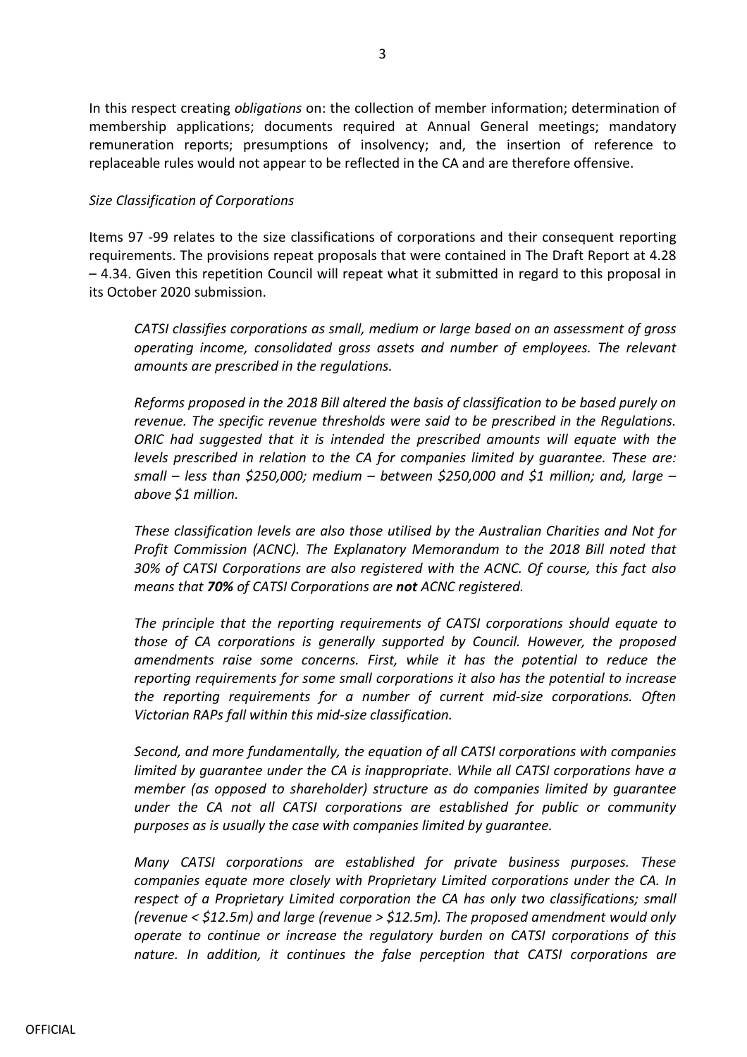In this respect creating *obligations* on: the collection of member information; determination of membership applications; documents required at Annual General meetings; mandatory remuneration reports; presumptions of insolvency; and, the insertion of reference to replaceable rules would not appear to be reflected in the CA and are therefore offensive.

*Size Classification of Corporations*

Items 97 -99 relates to the size classifications of corporations and their consequent reporting requirements. The provisions repeat proposals that were contained in The Draft Report at 4.28 – 4.34. Given this repetition Council will repeat what it submitted in regard to this proposal in its October 2020 submission.

> *CATSI classifies corporations as small, medium or large based on an assessment of gross operating income, consolidated gross assets and number of employees. The relevant amounts are prescribed in the regulations.*
>
> *Reforms proposed in the 2018 Bill altered the basis of classification to be based purely on revenue. The specific revenue thresholds were said to be prescribed in the Regulations. ORIC had suggested that it is intended the prescribed amounts will equate with the levels prescribed in relation to the CA for companies limited by guarantee. These are: small – less than $250,000; medium – between $250,000 and $1 million; and, large – above $1 million.*
>
> *These classification levels are also those utilised by the Australian Charities and Not for Profit Commission (ACNC). The Explanatory Memorandum to the 2018 Bill noted that 30% of CATSI Corporations are also registered with the ACNC. Of course, this fact also means that **70%** of CATSI Corporations are **not** ACNC registered.*
>
> *The principle that the reporting requirements of CATSI corporations should equate to those of CA corporations is generally supported by Council. However, the proposed amendments raise some concerns. First, while it has the potential to reduce the reporting requirements for some small corporations it also has the potential to increase the reporting requirements for a number of current mid-size corporations. Often Victorian RAPs fall within this mid-size classification.*
>
> *Second, and more fundamentally, the equation of all CATSI corporations with companies limited by guarantee under the CA is inappropriate. While all CATSI corporations have a member (as opposed to shareholder) structure as do companies limited by guarantee under the CA not all CATSI corporations are established for public or community purposes as is usually the case with companies limited by guarantee.*
>
> *Many CATSI corporations are established for private business purposes. These companies equate more closely with Proprietary Limited corporations under the CA. In respect of a Proprietary Limited corporation the CA has only two classifications; small (revenue < $12.5m) and large (revenue > $12.5m). The proposed amendment would only operate to continue or increase the regulatory burden on CATSI corporations of this nature. In addition, it continues the false perception that CATSI corporations are*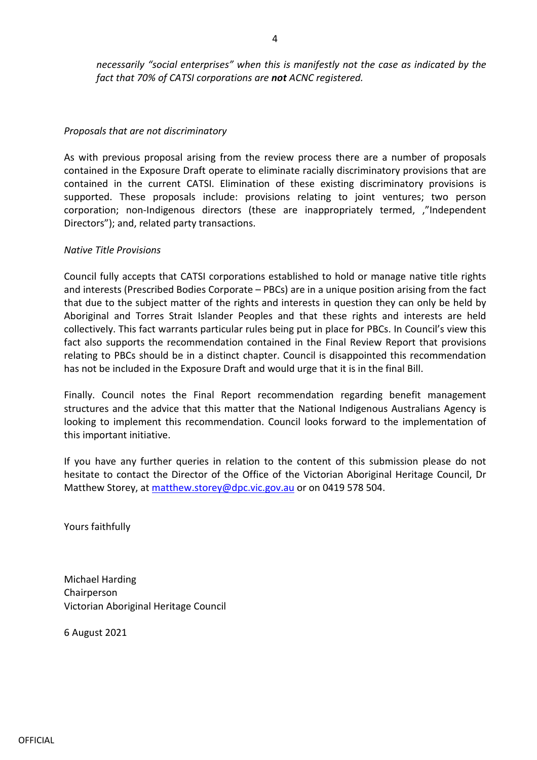*necessarily "social enterprises" when this is manifestly not the case as indicated by the fact that 70% of CATSI corporations are **not** ACNC registered.*

*Proposals that are not discriminatory*

As with previous proposal arising from the review process there are a number of proposals contained in the Exposure Draft operate to eliminate racially discriminatory provisions that are contained in the current CATSI. Elimination of these existing discriminatory provisions is supported. These proposals include: provisions relating to joint ventures; two person corporation; non-Indigenous directors (these are inappropriately termed, ,"Independent Directors"); and, related party transactions.

*Native Title Provisions*

Council fully accepts that CATSI corporations established to hold or manage native title rights and interests (Prescribed Bodies Corporate – PBCs) are in a unique position arising from the fact that due to the subject matter of the rights and interests in question they can only be held by Aboriginal and Torres Strait Islander Peoples and that these rights and interests are held collectively. This fact warrants particular rules being put in place for PBCs. In Council's view this fact also supports the recommendation contained in the Final Review Report that provisions relating to PBCs should be in a distinct chapter. Council is disappointed this recommendation has not be included in the Exposure Draft and would urge that it is in the final Bill.

Finally. Council notes the Final Report recommendation regarding benefit management structures and the advice that this matter that the National Indigenous Australians Agency is looking to implement this recommendation. Council looks forward to the implementation of this important initiative.

If you have any further queries in relation to the content of this submission please do not hesitate to contact the Director of the Office of the Victorian Aboriginal Heritage Council, Dr Matthew Storey, at matthew.storey@dpc.vic.gov.au or on 0419 578 504.

Yours faithfully

Michael Harding
Chairperson
Victorian Aboriginal Heritage Council

6 August 2021

OFFICIAL